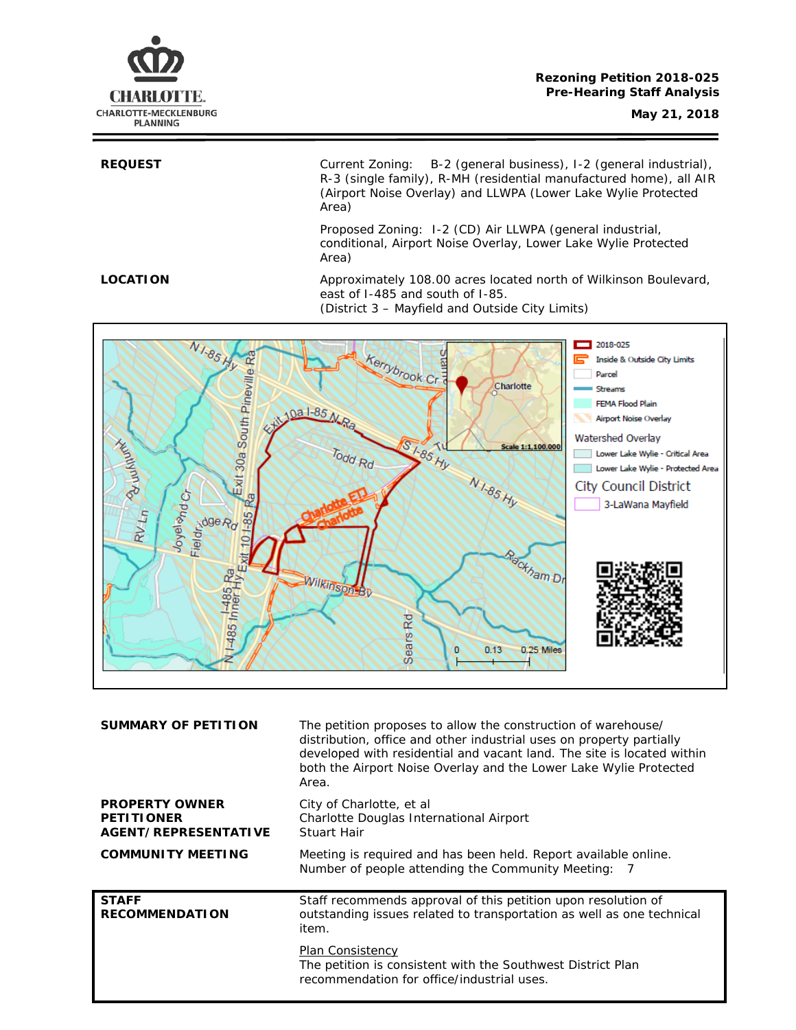CHARLOTTE.
CHARLOTTE-MECKLENBURG PLANNING

**Rezoning Petition 2018-025**
**Pre-Hearing Staff Analysis**
**May 21, 2018**

| | |
|---|---|
| **REQUEST** | Current Zoning: B-2 (general business), I-2 (general industrial), R-3 (single family), R-MH (residential manufactured home), all AIR (Airport Noise Overlay) and LLWPA (Lower Lake Wylie Protected Area) |
| | Proposed Zoning: I-2 (CD) Air LLWPA (general industrial, conditional, Airport Noise Overlay, Lower Lake Wylie Protected Area) |
| **LOCATION** | Approximately 108.00 acres located north of Wilkinson Boulevard, east of I-485 and south of I-85. (District 3 – Mayfield and Outside City Limits) |

| | |
|---|---|
| **SUMMARY OF PETITION** | The petition proposes to allow the construction of warehouse/ distribution, office and other industrial uses on property partially developed with residential and vacant land. The site is located within both the Airport Noise Overlay and the Lower Lake Wylie Protected Area. |
| **PROPERTY OWNER** | City of Charlotte, et al |
| **PETITIONER** | Charlotte Douglas International Airport |
| **AGENT/REPRESENTATIVE** | Stuart Hair |
| **COMMUNITY MEETING** | Meeting is required and has been held. Report available online. Number of people attending the Community Meeting: 7 |

| | |
|---|---|
| **STAFF RECOMMENDATION** | Staff recommends approval of this petition upon resolution of outstanding issues related to transportation as well as one technical item. |
| | Plan Consistency<br>The petition is consistent with the Southwest District Plan recommendation for office/industrial uses. |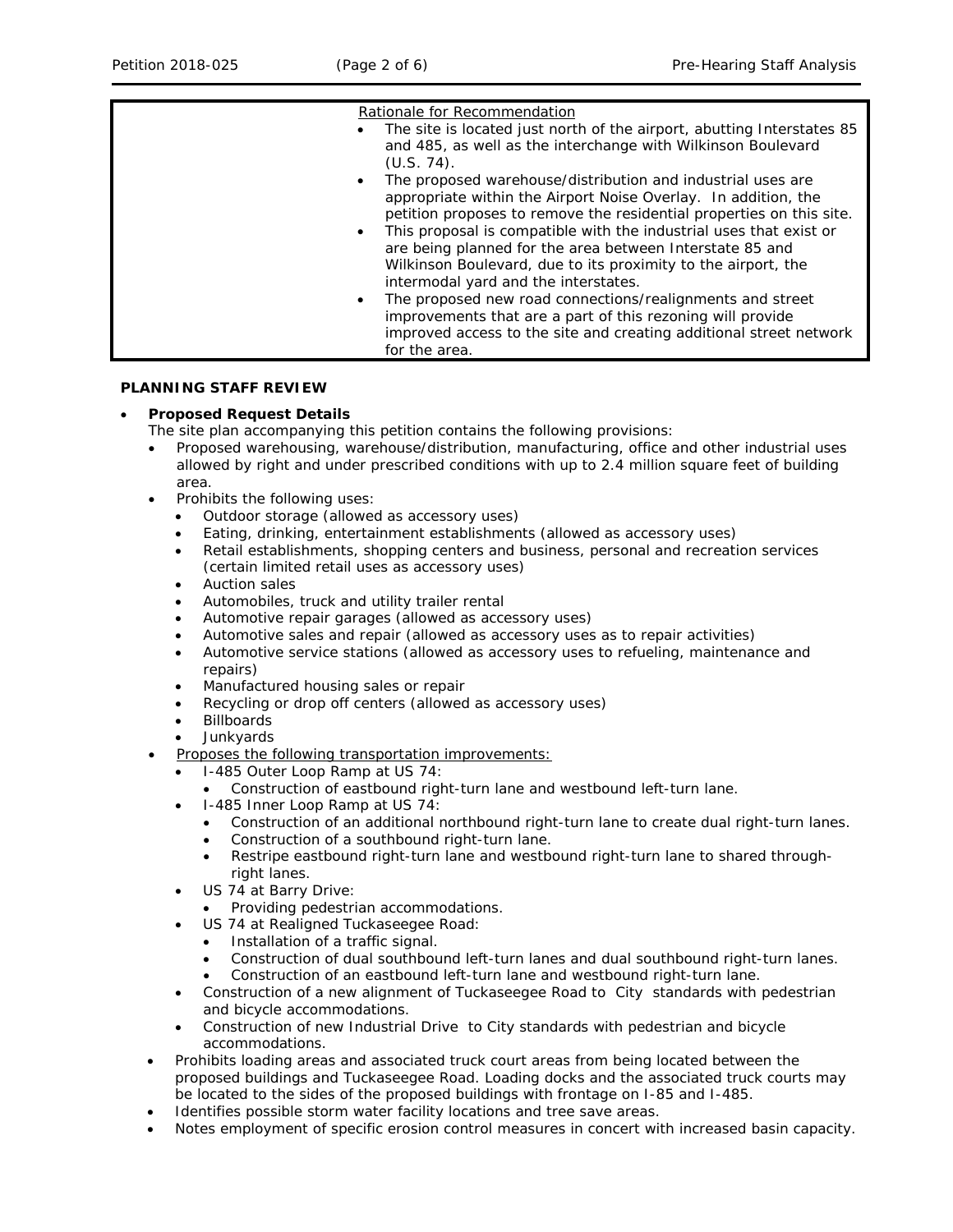Rationale for Recommendation

- The site is located just north of the airport, abutting Interstates 85 and 485, as well as the interchange with Wilkinson Boulevard (U.S. 74).
- The proposed warehouse/distribution and industrial uses are appropriate within the Airport Noise Overlay. In addition, the petition proposes to remove the residential properties on this site.
- This proposal is compatible with the industrial uses that exist or are being planned for the area between Interstate 85 and Wilkinson Boulevard, due to its proximity to the airport, the intermodal yard and the interstates.
- The proposed new road connections/realignments and street improvements that are a part of this rezoning will provide improved access to the site and creating additional street network for the area.

**PLANNING STAFF REVIEW**

- **Proposed Request Details**
  The site plan accompanying this petition contains the following provisions:
  - Proposed warehousing, warehouse/distribution, manufacturing, office and other industrial uses allowed by right and under prescribed conditions with up to 2.4 million square feet of building area.
  - Prohibits the following uses:
    - Outdoor storage (allowed as accessory uses)
    - Eating, drinking, entertainment establishments (allowed as accessory uses)
    - Retail establishments, shopping centers and business, personal and recreation services (certain limited retail uses as accessory uses)
    - Auction sales
    - Automobiles, truck and utility trailer rental
    - Automotive repair garages (allowed as accessory uses)
    - Automotive sales and repair (allowed as accessory uses as to repair activities)
    - Automotive service stations (allowed as accessory uses to refueling, maintenance and repairs)
    - Manufactured housing sales or repair
    - Recycling or drop off centers (allowed as accessory uses)
    - Billboards
    - Junkyards
  - Proposes the following transportation improvements:
    - I-485 Outer Loop Ramp at US 74:
      - Construction of eastbound right-turn lane and westbound left-turn lane.
    - I-485 Inner Loop Ramp at US 74:
      - Construction of an additional northbound right-turn lane to create dual right-turn lanes.
      - Construction of a southbound right-turn lane.
      - Restripe eastbound right-turn lane and westbound right-turn lane to shared through-right lanes.
    - US 74 at Barry Drive:
      - Providing pedestrian accommodations.
    - US 74 at Realigned Tuckaseegee Road:
      - Installation of a traffic signal.
      - Construction of dual southbound left-turn lanes and dual southbound right-turn lanes.
      - Construction of an eastbound left-turn lane and westbound right-turn lane.
    - Construction of a new alignment of Tuckaseegee Road to City standards with pedestrian and bicycle accommodations.
    - Construction of new Industrial Drive to City standards with pedestrian and bicycle accommodations.
  - Prohibits loading areas and associated truck court areas from being located between the proposed buildings and Tuckaseegee Road. Loading docks and the associated truck courts may be located to the sides of the proposed buildings with frontage on I-85 and I-485.
  - Identifies possible storm water facility locations and tree save areas.
  - Notes employment of specific erosion control measures in concert with increased basin capacity.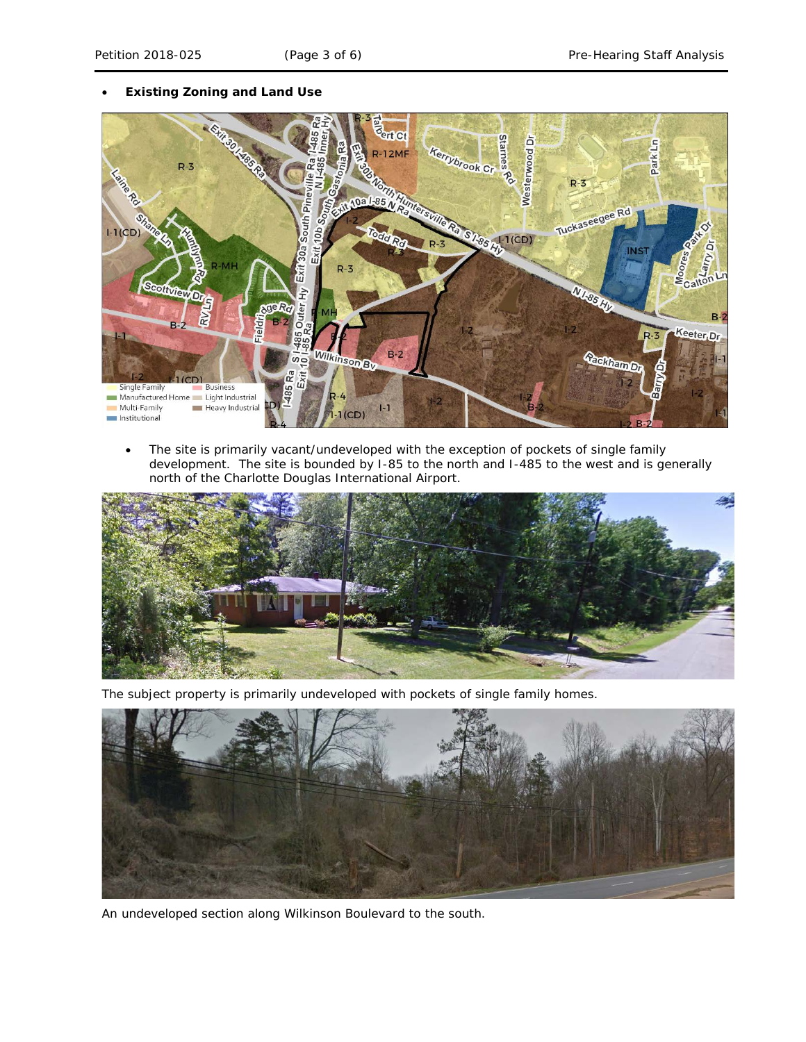- **Existing Zoning and Land Use**

- The site is primarily vacant/undeveloped with the exception of pockets of single family development. The site is bounded by I-85 to the north and I-485 to the west and is generally north of the Charlotte Douglas International Airport.

The subject property is primarily undeveloped with pockets of single family homes.

An undeveloped section along Wilkinson Boulevard to the south.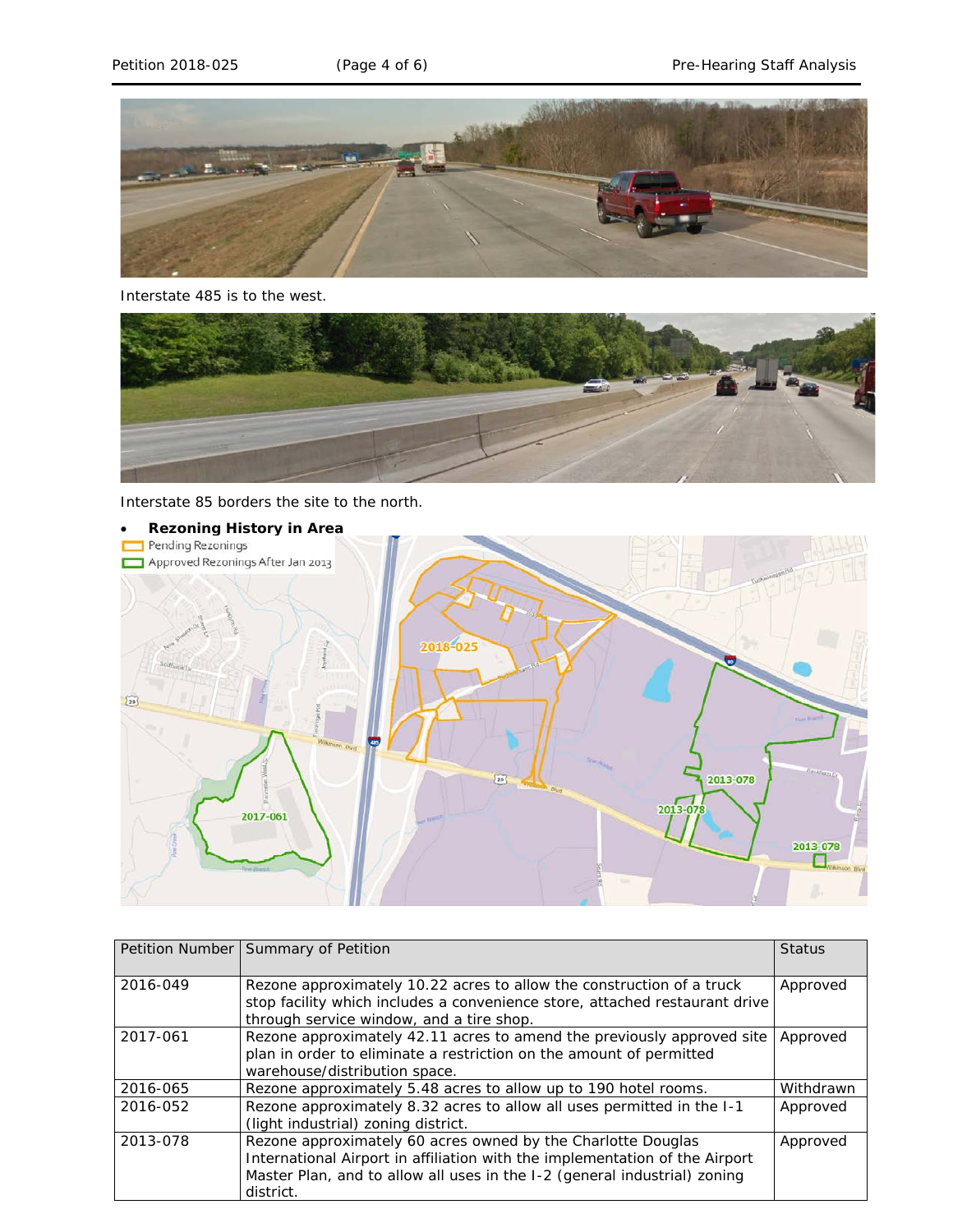Interstate 485 is to the west.

Interstate 85 borders the site to the north.

- **Rezoning History in Area**

| Petition Number | Summary of Petition | Status |
|---|---|---|
| 2016-049 | Rezone approximately 10.22 acres to allow the construction of a truck stop facility which includes a convenience store, attached restaurant drive through service window, and a tire shop. | Approved |
| 2017-061 | Rezone approximately 42.11 acres to amend the previously approved site plan in order to eliminate a restriction on the amount of permitted warehouse/distribution space. | Approved |
| 2016-065 | Rezone approximately 5.48 acres to allow up to 190 hotel rooms. | Withdrawn |
| 2016-052 | Rezone approximately 8.32 acres to allow all uses permitted in the I-1 (light industrial) zoning district. | Approved |
| 2013-078 | Rezone approximately 60 acres owned by the Charlotte Douglas International Airport in affiliation with the implementation of the Airport Master Plan, and to allow all uses in the I-2 (general industrial) zoning district. | Approved |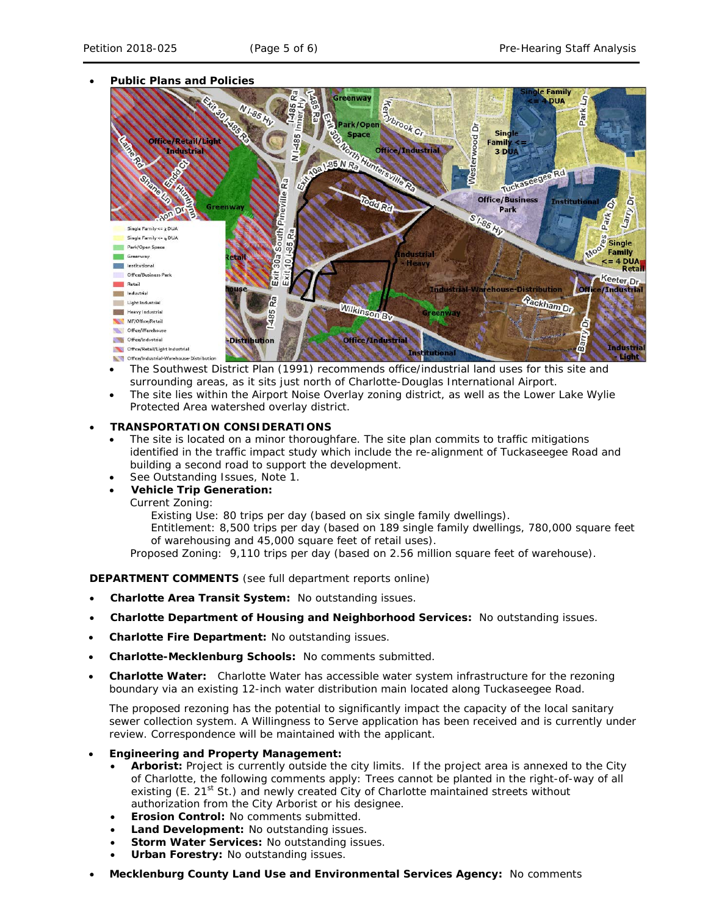- **Public Plans and Policies**
  - The Southwest District Plan (1991) recommends office/industrial land uses for this site and surrounding areas, as it sits just north of Charlotte-Douglas International Airport.
  - The site lies within the Airport Noise Overlay zoning district, as well as the Lower Lake Wylie Protected Area watershed overlay district.

- **TRANSPORTATION CONSIDERATIONS**
  - The site is located on a minor thoroughfare. The site plan commits to traffic mitigations identified in the traffic impact study which include the re-alignment of Tuckaseegee Road and building a second road to support the development.
  - See Outstanding Issues, Note 1.
  - **Vehicle Trip Generation:**

    Current Zoning:

    Existing Use: 80 trips per day (based on six single family dwellings).

    Entitlement: 8,500 trips per day (based on 189 single family dwellings, 780,000 square feet of warehousing and 45,000 square feet of retail uses).

    Proposed Zoning: 9,110 trips per day (based on 2.56 million square feet of warehouse).

**DEPARTMENT COMMENTS** (see full department reports online)

- **Charlotte Area Transit System:** No outstanding issues.
- **Charlotte Department of Housing and Neighborhood Services:** No outstanding issues.
- **Charlotte Fire Department:** No outstanding issues.
- **Charlotte-Mecklenburg Schools:** No comments submitted.
- **Charlotte Water:** Charlotte Water has accessible water system infrastructure for the rezoning boundary via an existing 12-inch water distribution main located along Tuckaseegee Road.

  The proposed rezoning has the potential to significantly impact the capacity of the local sanitary sewer collection system. A Willingness to Serve application has been received and is currently under review. Correspondence will be maintained with the applicant.

- **Engineering and Property Management:**
  - **Arborist:** Project is currently outside the city limits. If the project area is annexed to the City of Charlotte, the following comments apply: Trees cannot be planted in the right-of-way of all existing (E. 21st St.) and newly created City of Charlotte maintained streets without authorization from the City Arborist or his designee.
  - **Erosion Control:** No comments submitted.
  - **Land Development:** No outstanding issues.
  - **Storm Water Services:** No outstanding issues.
  - **Urban Forestry:** No outstanding issues.
- **Mecklenburg County Land Use and Environmental Services Agency:** No comments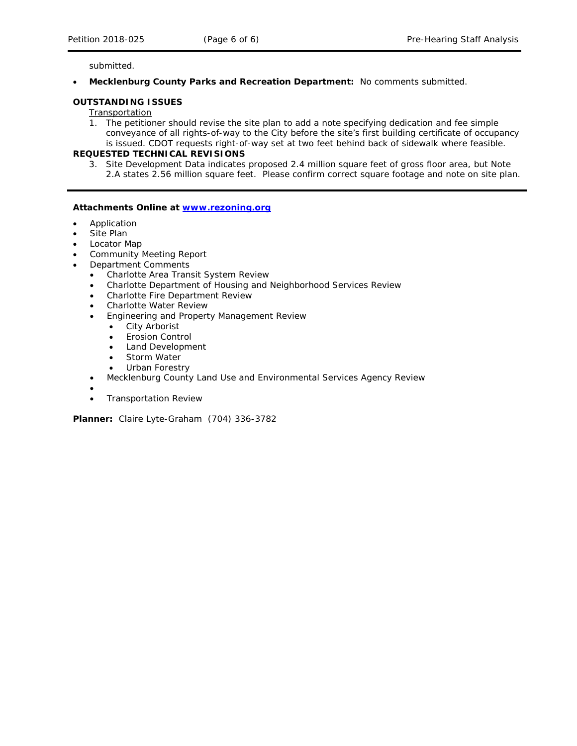submitted.

- **Mecklenburg County Parks and Recreation Department:** No comments submitted.

**OUTSTANDING ISSUES**

Transportation

1. The petitioner should revise the site plan to add a note specifying dedication and fee simple conveyance of all rights-of-way to the City before the site's first building certificate of occupancy is issued. CDOT requests right-of-way set at two feet behind back of sidewalk where feasible.

**REQUESTED TECHNICAL REVISIONS**

3. Site Development Data indicates proposed 2.4 million square feet of gross floor area, but Note 2.A states 2.56 million square feet. Please confirm correct square footage and note on site plan.

---

**Attachments Online at [www.rezoning.org](www.rezoning.org)**

- Application
- Site Plan
- Locator Map
- Community Meeting Report
- Department Comments
  - Charlotte Area Transit System Review
  - Charlotte Department of Housing and Neighborhood Services Review
  - Charlotte Fire Department Review
  - Charlotte Water Review
  - Engineering and Property Management Review
    - City Arborist
    - Erosion Control
    - Land Development
    - Storm Water
    - Urban Forestry
  - Mecklenburg County Land Use and Environmental Services Agency Review
  - 
  - Transportation Review

**Planner:** Claire Lyte-Graham (704) 336-3782